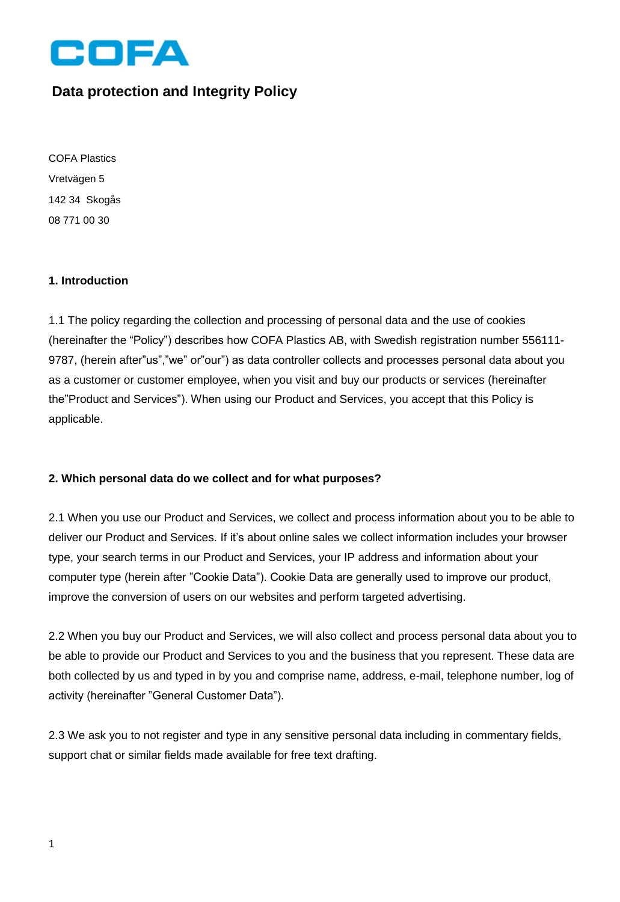COFA

# Data protection and Integrity Policy

COFA Plastics
Vretvägen 5
142 34  Skogås
08 771 00 30

## 1. Introduction

1.1 The policy regarding the collection and processing of personal data and the use of cookies (hereinafter the "Policy") describes how COFA Plastics AB, with Swedish registration number 556111-9787, (herein after"us","we" or"our") as data controller collects and processes personal data about you as a customer or customer employee, when you visit and buy our products or services (hereinafter the"Product and Services"). When using our Product and Services, you accept that this Policy is applicable.

## 2. Which personal data do we collect and for what purposes?

2.1 When you use our Product and Services, we collect and process information about you to be able to deliver our Product and Services. If it's about online sales we collect information includes your browser type, your search terms in our Product and Services, your IP address and information about your computer type (herein after "Cookie Data"). Cookie Data are generally used to improve our product, improve the conversion of users on our websites and perform targeted advertising.

2.2 When you buy our Product and Services, we will also collect and process personal data about you to be able to provide our Product and Services to you and the business that you represent. These data are both collected by us and typed in by you and comprise name, address, e-mail, telephone number, log of activity (hereinafter "General Customer Data").

2.3 We ask you to not register and type in any sensitive personal data including in commentary fields, support chat or similar fields made available for free text drafting.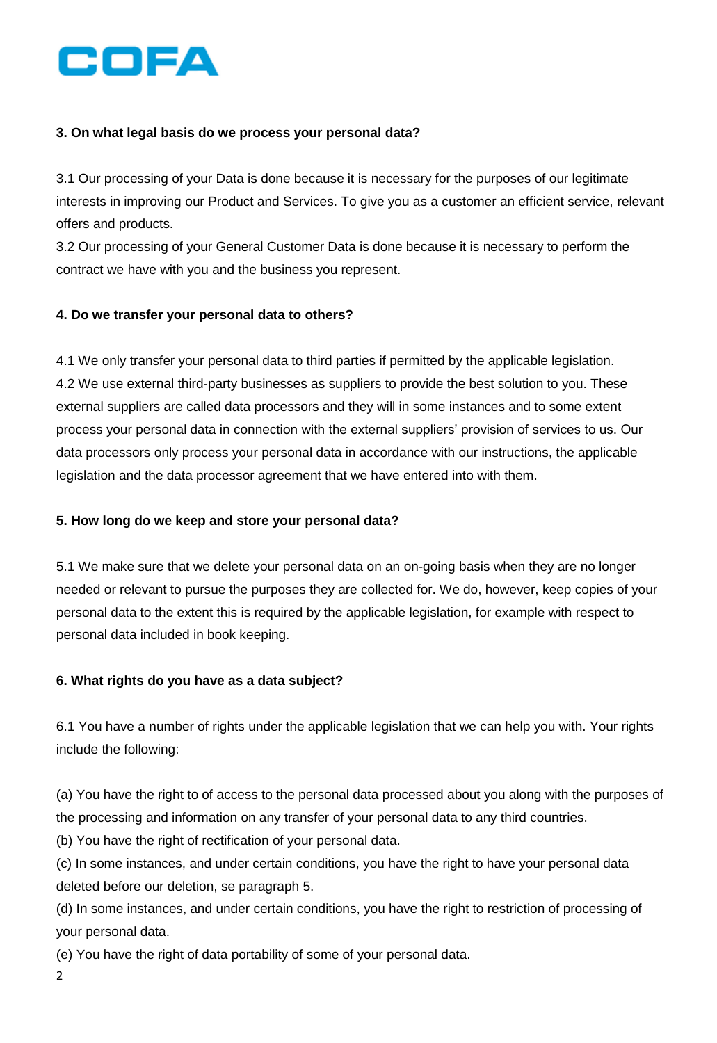**COFA**

**3. On what legal basis do we process your personal data?**

3.1 Our processing of your Data is done because it is necessary for the purposes of our legitimate interests in improving our Product and Services. To give you as a customer an efficient service, relevant offers and products.
3.2 Our processing of your General Customer Data is done because it is necessary to perform the contract we have with you and the business you represent.

**4. Do we transfer your personal data to others?**

4.1 We only transfer your personal data to third parties if permitted by the applicable legislation.
4.2 We use external third-party businesses as suppliers to provide the best solution to you. These external suppliers are called data processors and they will in some instances and to some extent process your personal data in connection with the external suppliers' provision of services to us. Our data processors only process your personal data in accordance with our instructions, the applicable legislation and the data processor agreement that we have entered into with them.

**5. How long do we keep and store your personal data?**

5.1 We make sure that we delete your personal data on an on-going basis when they are no longer needed or relevant to pursue the purposes they are collected for. We do, however, keep copies of your personal data to the extent this is required by the applicable legislation, for example with respect to personal data included in book keeping.

**6. What rights do you have as a data subject?**

6.1 You have a number of rights under the applicable legislation that we can help you with. Your rights include the following:

(a) You have the right to of access to the personal data processed about you along with the purposes of the processing and information on any transfer of your personal data to any third countries.
(b) You have the right of rectification of your personal data.
(c) In some instances, and under certain conditions, you have the right to have your personal data deleted before our deletion, se paragraph 5.
(d) In some instances, and under certain conditions, you have the right to restriction of processing of your personal data.
(e) You have the right of data portability of some of your personal data.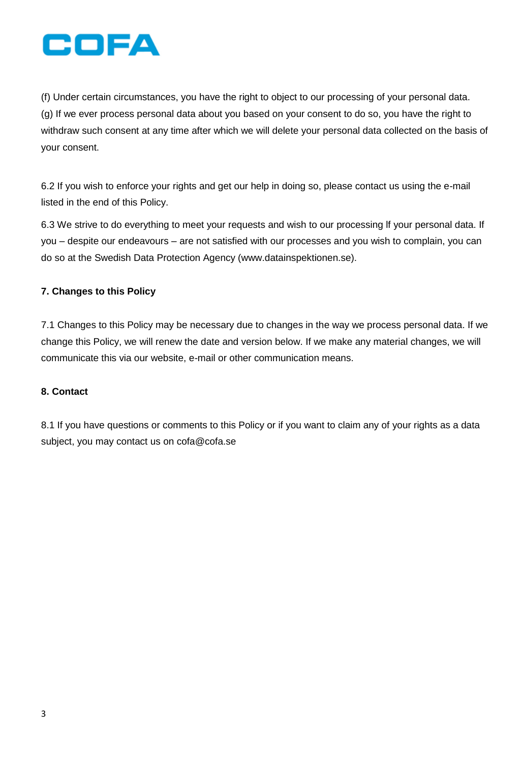(f) Under certain circumstances, you have the right to object to our processing of your personal data.
(g) If we ever process personal data about you based on your consent to do so, you have the right to withdraw such consent at any time after which we will delete your personal data collected on the basis of your consent.

6.2 If you wish to enforce your rights and get our help in doing so, please contact us using the e-mail listed in the end of this Policy.

6.3 We strive to do everything to meet your requests and wish to our processing If your personal data. If you – despite our endeavours – are not satisfied with our processes and you wish to complain, you can do so at the Swedish Data Protection Agency (www.datainspektionen.se).

**7. Changes to this Policy**

7.1 Changes to this Policy may be necessary due to changes in the way we process personal data. If we change this Policy, we will renew the date and version below. If we make any material changes, we will communicate this via our website, e-mail or other communication means.

**8. Contact**

8.1 If you have questions or comments to this Policy or if you want to claim any of your rights as a data subject, you may contact us on cofa@cofa.se